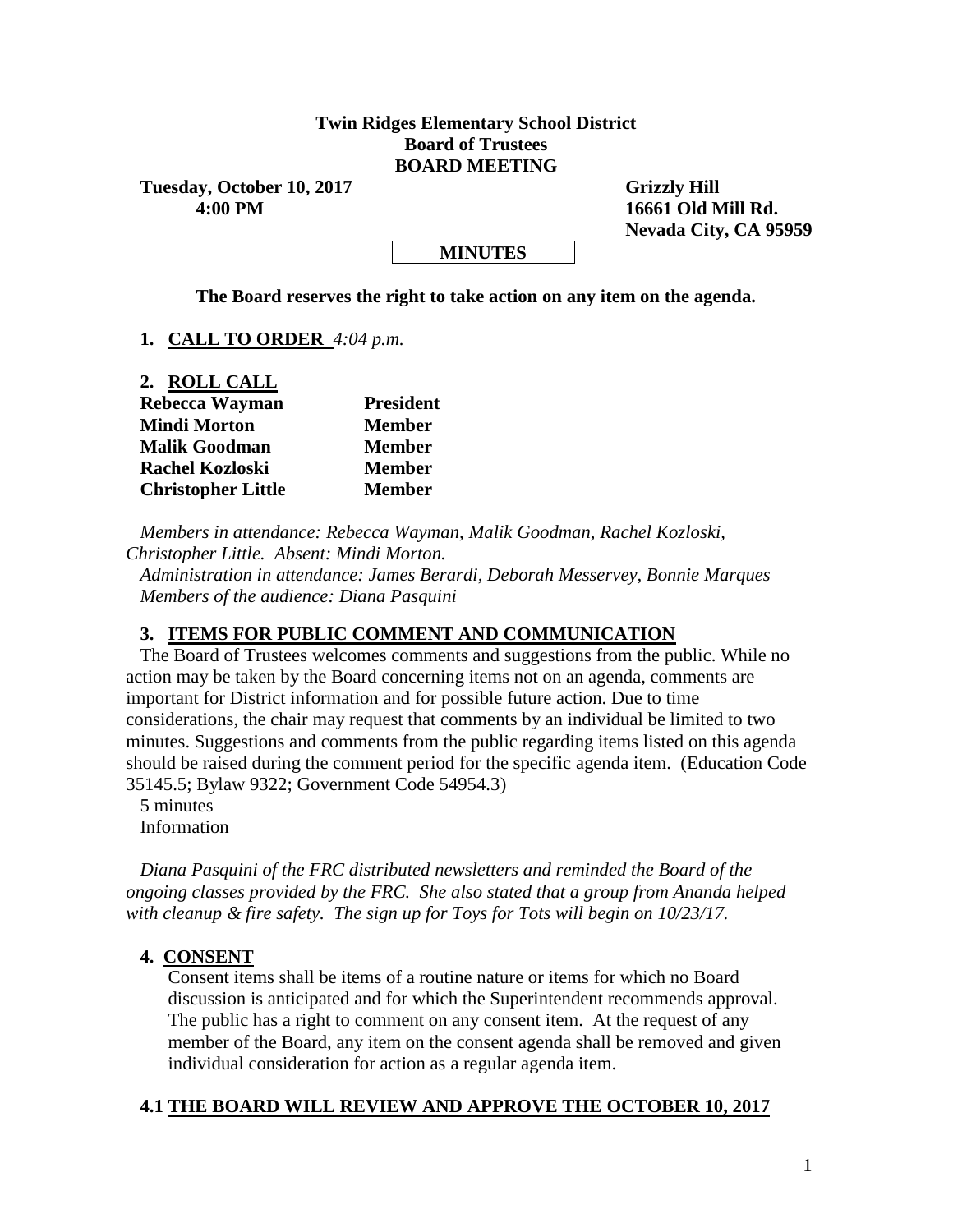**Twin Ridges Elementary School District**
**Board of Trustees**
**BOARD MEETING**

**Tuesday, October 10, 2017**
**4:00 PM**

**Grizzly Hill**
**16661 Old Mill Rd.**
**Nevada City, CA 95959**

**MINUTES**

**The Board reserves the right to take action on any item on the agenda.**

1. **CALL TO ORDER** *4:04 p.m.*

2. **ROLL CALL**

| | |
|---|---|
| **Rebecca Wayman** | **President** |
| **Mindi Morton** | **Member** |
| **Malik Goodman** | **Member** |
| **Rachel Kozloski** | **Member** |
| **Christopher Little** | **Member** |

*Members in attendance: Rebecca Wayman, Malik Goodman, Rachel Kozloski, Christopher Little. Absent: Mindi Morton.*
*Administration in attendance: James Berardi, Deborah Messervey, Bonnie Marques*
*Members of the audience: Diana Pasquini*

3. **ITEMS FOR PUBLIC COMMENT AND COMMUNICATION**

The Board of Trustees welcomes comments and suggestions from the public. While no action may be taken by the Board concerning items not on an agenda, comments are important for District information and for possible future action. Due to time considerations, the chair may request that comments by an individual be limited to two minutes. Suggestions and comments from the public regarding items listed on this agenda should be raised during the comment period for the specific agenda item. (Education Code 35145.5; Bylaw 9322; Government Code 54954.3)
5 minutes
Information

*Diana Pasquini of the FRC distributed newsletters and reminded the Board of the ongoing classes provided by the FRC. She also stated that a group from Ananda helped with cleanup & fire safety. The sign up for Toys for Tots will begin on 10/23/17.*

4. **CONSENT**

Consent items shall be items of a routine nature or items for which no Board discussion is anticipated and for which the Superintendent recommends approval. The public has a right to comment on any consent item. At the request of any member of the Board, any item on the consent agenda shall be removed and given individual consideration for action as a regular agenda item.

**4.1 THE BOARD WILL REVIEW AND APPROVE THE OCTOBER 10, 2017**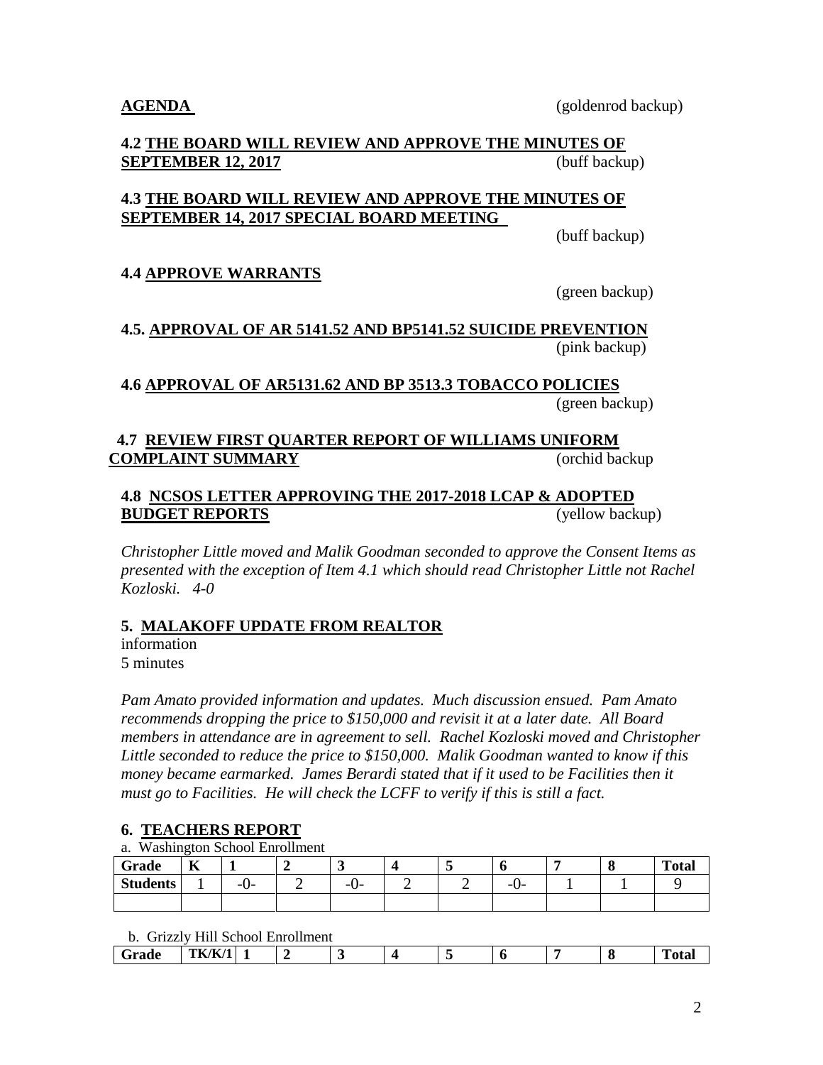**AGENDA** (goldenrod backup)

**4.2 THE BOARD WILL REVIEW AND APPROVE THE MINUTES OF SEPTEMBER 12, 2017** (buff backup)

**4.3 THE BOARD WILL REVIEW AND APPROVE THE MINUTES OF SEPTEMBER 14, 2017 SPECIAL BOARD MEETING**
(buff backup)

**4.4 APPROVE WARRANTS**
(green backup)

**4.5. APPROVAL OF AR 5141.52 AND BP5141.52 SUICIDE PREVENTION**
(pink backup)

**4.6 APPROVAL OF AR5131.62 AND BP 3513.3 TOBACCO POLICIES**
(green backup)

**4.7 REVIEW FIRST QUARTER REPORT OF WILLIAMS UNIFORM COMPLAINT SUMMARY** (orchid backup

**4.8 NCSOS LETTER APPROVING THE 2017-2018 LCAP & ADOPTED BUDGET REPORTS** (yellow backup)

*Christopher Little moved and Malik Goodman seconded to approve the Consent Items as presented with the exception of Item 4.1 which should read Christopher Little not Rachel Kozloski. 4-0*

## 5. MALAKOFF UPDATE FROM REALTOR

information
5 minutes

*Pam Amato provided information and updates. Much discussion ensued. Pam Amato recommends dropping the price to $150,000 and revisit it at a later date. All Board members in attendance are in agreement to sell. Rachel Kozloski moved and Christopher Little seconded to reduce the price to $150,000. Malik Goodman wanted to know if this money became earmarked. James Berardi stated that if it used to be Facilities then it must go to Facilities. He will check the LCFF to verify if this is still a fact.*

## 6. TEACHERS REPORT

a. Washington School Enrollment

| Grade | K | 1 | 2 | 3 | 4 | 5 | 6 | 7 | 8 | Total |
|---|---|---|---|---|---|---|---|---|---|---|
| Students | 1 | -0- | 2 | -0- | 2 | 2 | -0- | 1 | 1 | 9 |
| | | | | | | | | | | |

b. Grizzly Hill School Enrollment

| Grade | TK/K/1 | 1 | 2 | 3 | 4 | 5 | 6 | 7 | 8 | Total |
|---|---|---|---|---|---|---|---|---|---|---|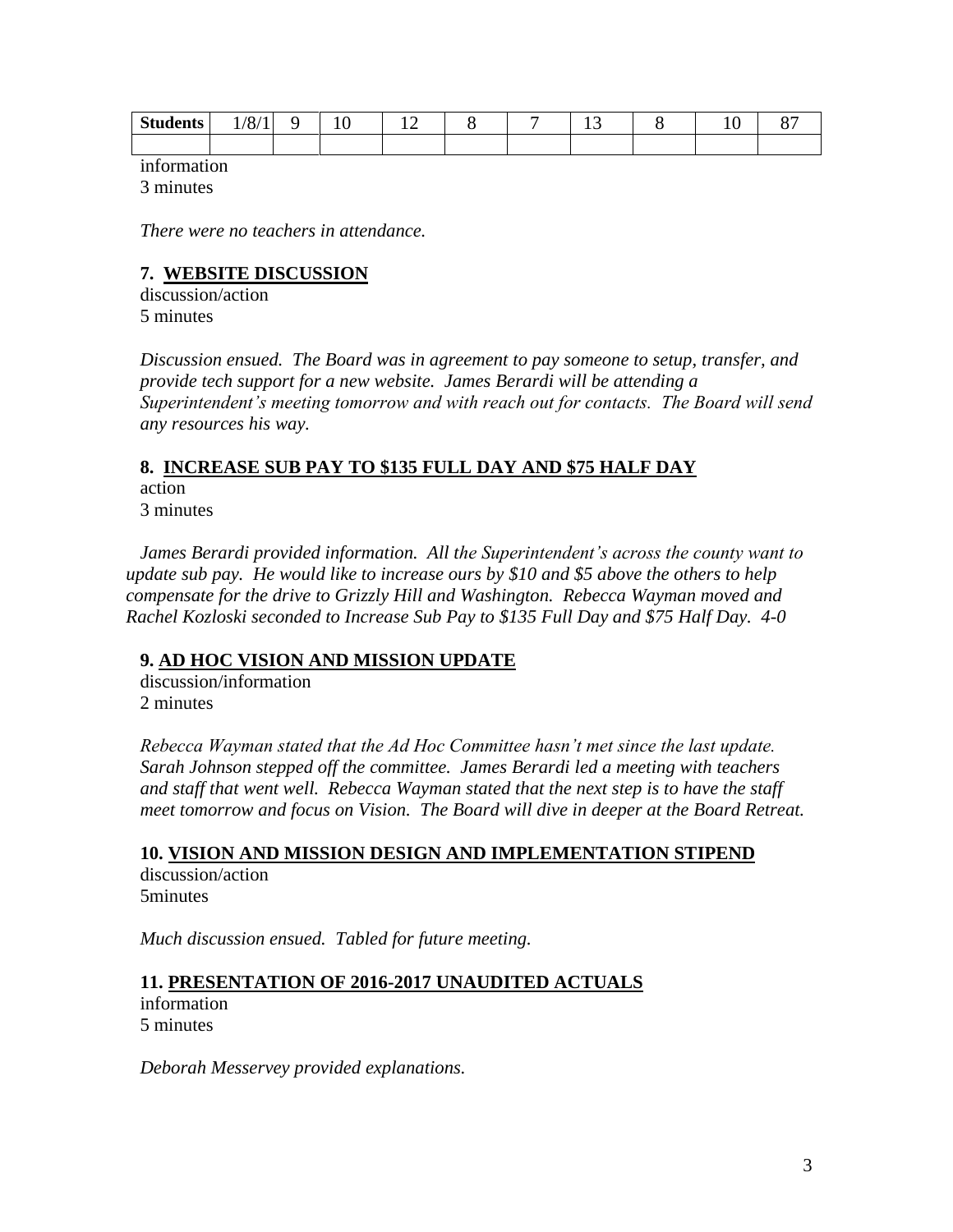| Students | 1/8/1 | 9 | 10 | 12 | 8 | 7 | 13 | 8 | 10 | 87 |
|---|---|---|---|---|---|---|---|---|---|---|
| | | | | | | | | | | |

information
3 minutes

*There were no teachers in attendance.*

### 7. WEBSITE DISCUSSION

discussion/action
5 minutes

*Discussion ensued. The Board was in agreement to pay someone to setup, transfer, and provide tech support for a new website. James Berardi will be attending a Superintendent's meeting tomorrow and with reach out for contacts. The Board will send any resources his way.*

### 8. INCREASE SUB PAY TO $135 FULL DAY AND $75 HALF DAY

action
3 minutes

*James Berardi provided information. All the Superintendent's across the county want to update sub pay. He would like to increase ours by $10 and $5 above the others to help compensate for the drive to Grizzly Hill and Washington. Rebecca Wayman moved and Rachel Kozloski seconded to Increase Sub Pay to $135 Full Day and $75 Half Day. 4-0*

### 9. AD HOC VISION AND MISSION UPDATE

discussion/information
2 minutes

*Rebecca Wayman stated that the Ad Hoc Committee hasn't met since the last update. Sarah Johnson stepped off the committee. James Berardi led a meeting with teachers and staff that went well. Rebecca Wayman stated that the next step is to have the staff meet tomorrow and focus on Vision. The Board will dive in deeper at the Board Retreat.*

### 10. VISION AND MISSION DESIGN AND IMPLEMENTATION STIPEND

discussion/action
5minutes

*Much discussion ensued. Tabled for future meeting.*

### 11. PRESENTATION OF 2016-2017 UNAUDITED ACTUALS

information
5 minutes

*Deborah Messervey provided explanations.*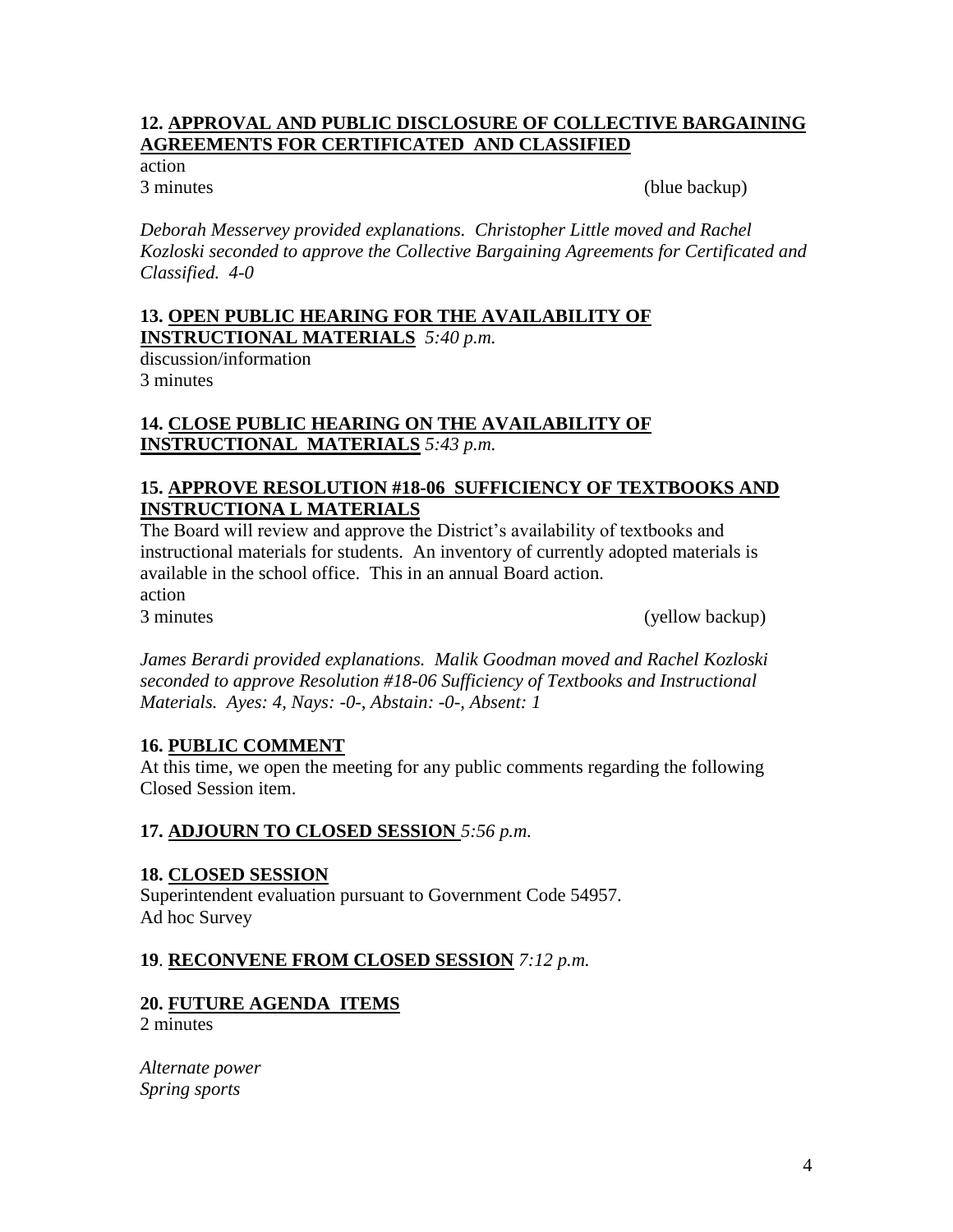**12. APPROVAL AND PUBLIC DISCLOSURE OF COLLECTIVE BARGAINING AGREEMENTS FOR CERTIFICATED AND CLASSIFIED**

action
3 minutes (blue backup)

*Deborah Messervey provided explanations. Christopher Little moved and Rachel Kozloski seconded to approve the Collective Bargaining Agreements for Certificated and Classified. 4-0*

**13. OPEN PUBLIC HEARING FOR THE AVAILABILITY OF INSTRUCTIONAL MATERIALS** *5:40 p.m.*

discussion/information
3 minutes

**14. CLOSE PUBLIC HEARING ON THE AVAILABILITY OF INSTRUCTIONAL MATERIALS** *5:43 p.m.*

**15. APPROVE RESOLUTION #18-06 SUFFICIENCY OF TEXTBOOKS AND INSTRUCTIONA L MATERIALS**

The Board will review and approve the District's availability of textbooks and instructional materials for students. An inventory of currently adopted materials is available in the school office. This in an annual Board action.
action
3 minutes (yellow backup)

*James Berardi provided explanations. Malik Goodman moved and Rachel Kozloski seconded to approve Resolution #18-06 Sufficiency of Textbooks and Instructional Materials. Ayes: 4, Nays: -0-, Abstain: -0-, Absent: 1*

**16. PUBLIC COMMENT**

At this time, we open the meeting for any public comments regarding the following Closed Session item.

**17. ADJOURN TO CLOSED SESSION** *5:56 p.m.*

**18. CLOSED SESSION**

Superintendent evaluation pursuant to Government Code 54957.
Ad hoc Survey

**19. RECONVENE FROM CLOSED SESSION** *7:12 p.m.*

**20. FUTURE AGENDA ITEMS**

2 minutes

*Alternate power*
*Spring sports*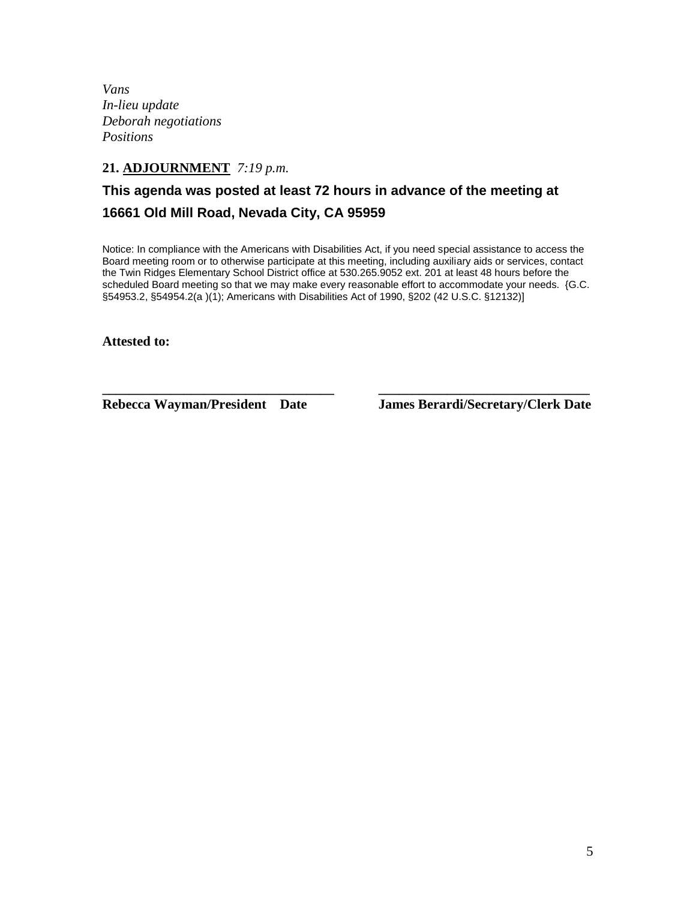*Vans*
*In-lieu update*
*Deborah negotiations*
*Positions*

**21. ADJOURNMENT** *7:19 p.m.*

**This agenda was posted at least 72 hours in advance of the meeting at 16661 Old Mill Road, Nevada City, CA 95959**

Notice: In compliance with the Americans with Disabilities Act, if you need special assistance to access the Board meeting room or to otherwise participate at this meeting, including auxiliary aids or services, contact the Twin Ridges Elementary School District office at 530.265.9052 ext. 201 at least 48 hours before the scheduled Board meeting so that we may make every reasonable effort to accommodate your needs. {G.C. §54953.2, §54954.2(a )(1); Americans with Disabilities Act of 1990, §202 (42 U.S.C. §12132)]

**Attested to:**

\_\_\_\_\_\_\_\_\_\_\_\_\_\_\_\_\_\_\_\_\_\_\_\_\_\_\_\_\_\_\_\_\_\_\_\_ \_\_\_\_\_\_\_\_\_\_\_\_\_\_\_\_\_\_\_\_\_\_\_\_\_\_\_\_\_\_\_\_\_\_\_\_

**Rebecca Wayman/President Date** **James Berardi/Secretary/Clerk Date**